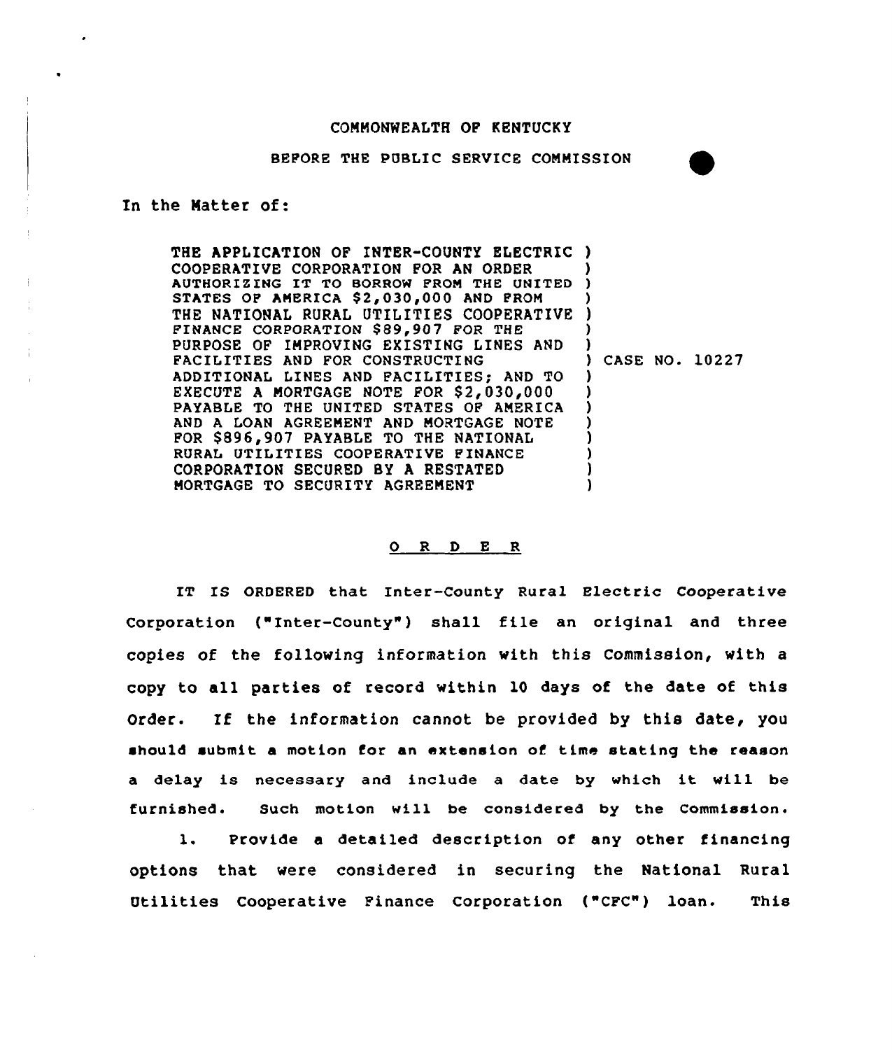COMMONWEALTH OF KENTUCKY

BEFORE THE PUBLIC SERVICE COMMISSION

In the Matter of:

| | |
|---|---|
| THE APPLICATION OF INTER-COUNTY ELECTRIC COOPERATIVE CORPORATION FOR AN ORDER AUTHORIZING IT TO BORROW FROM THE UNITED STATES OF AMERICA \$2,030,000 AND FROM THE NATIONAL RURAL UTILITIES COOPERATIVE FINANCE CORPORATION \$89,907 FOR THE PURPOSE OF IMPROVING EXISTING LINES AND FACILITIES AND FOR CONSTRUCTING ADDITIONAL LINES AND FACILITIES; AND TO EXECUTE A MORTGAGE NOTE FOR \$2,030,000 PAYABLE TO THE UNITED STATES OF AMERICA AND A LOAN AGREEMENT AND MORTGAGE NOTE FOR \$896,907 PAYABLE TO THE NATIONAL RURAL UTILITIES COOPERATIVE FINANCE CORPORATION SECURED BY A RESTATED MORTGAGE TO SECURITY AGREEMENT | CASE NO. 10227 |

## O R D E R

IT IS ORDERED that Inter-County Rural Electric Cooperative Corporation ("Inter-County") shall file an original and three copies of the following information with this Commission, with a copy to all parties of record within 10 days of the date of this Order. If the information cannot be provided by this date, you should submit a motion for an extension of time stating the reason a delay is necessary and include a date by which it will be furnished. Such motion will be considered by the Commission.

1. Provide a detailed description of any other financing options that were considered in securing the National Rural Utilities Cooperative Finance Corporation ("CFC") loan. This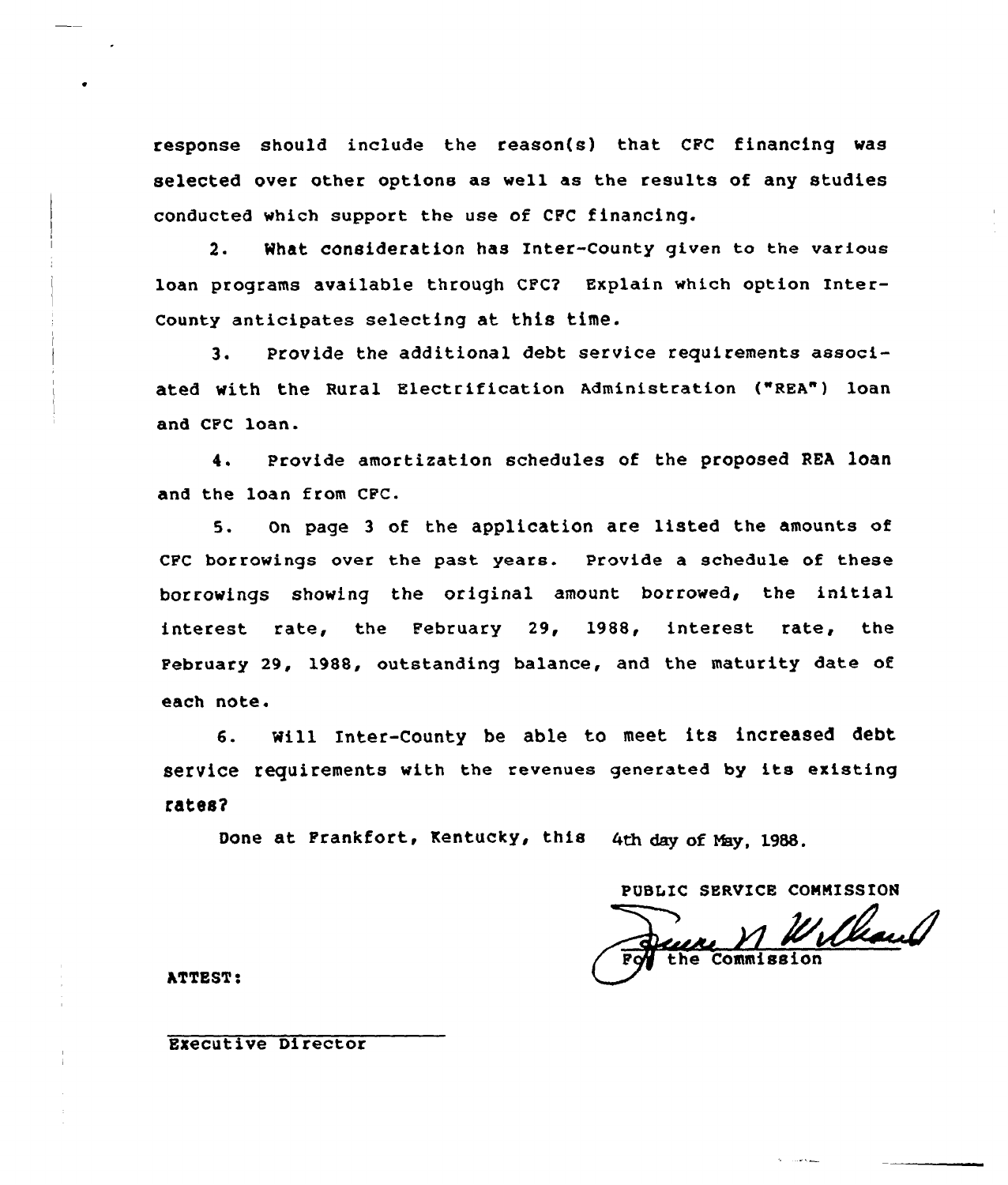response should include the reason(s) that CFC financing was selected over other options as well as the results of any studies conducted which support the use of CFC financing.

2. What consideration has Inter-County given to the various loan programs available through CFC? Explain which option Inter-County anticipates selecting at this time.

3. Provide the additional debt service requirements associated with the Rural Electrification Administration ("REA") loan and CFC loan.

4. Provide amortization schedules of the proposed REA loan and the loan from CFC.

5. On page 3 of the application are listed the amounts of CFC borrowings over the past years. Provide a schedule of these borrowings showing the original amount borrowed, the initial interest rate, the February 29, 1988, interest rate, the February 29, 1988, outstanding balance, and the maturity date of each note.

6. Will Inter-County be able to meet its increased debt service requirements with the revenues generated by its existing rates?

Done at Frankfort, Kentucky, this 4th day of May, 1988.

PUBLIC SERVICE COMMISSION

For the Commission

ATTEST:

Executive Director